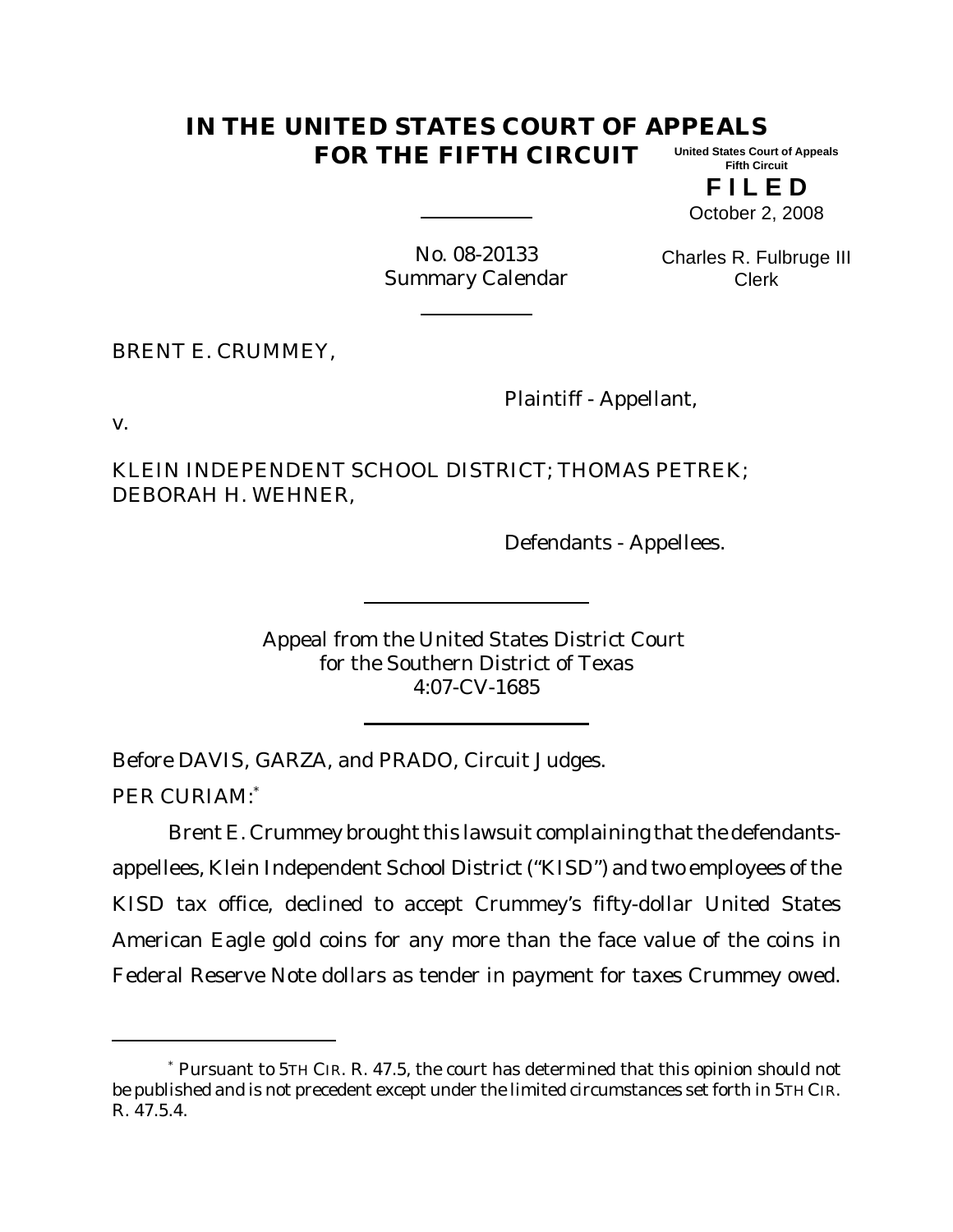# IN THE UNITED STATES COURT OF APPEALS FOR THE FIFTH CIRCUIT

United States Court of Appeals
Fifth Circuit

**F I L E D**

October 2, 2008

Charles R. Fulbruge III
Clerk

No. 08-20133
Summary Calendar

BRENT E. CRUMMEY,

Plaintiff - Appellant,

v.

KLEIN INDEPENDENT SCHOOL DISTRICT; THOMAS PETREK; DEBORAH H. WEHNER,

Defendants - Appellees.

Appeal from the United States District Court
for the Southern District of Texas
4:07-CV-1685

Before DAVIS, GARZA, and PRADO, Circuit Judges.

PER CURIAM:[*]

Brent E. Crummey brought this lawsuit complaining that the defendants-appellees, Klein Independent School District ("KISD") and two employees of the KISD tax office, declined to accept Crummey's fifty-dollar United States American Eagle gold coins for any more than the face value of the coins in Federal Reserve Note dollars as tender in payment for taxes Crummey owed.

---

[*] Pursuant to 5TH CIR. R. 47.5, the court has determined that this opinion should not be published and is not precedent except under the limited circumstances set forth in 5TH CIR. R. 47.5.4.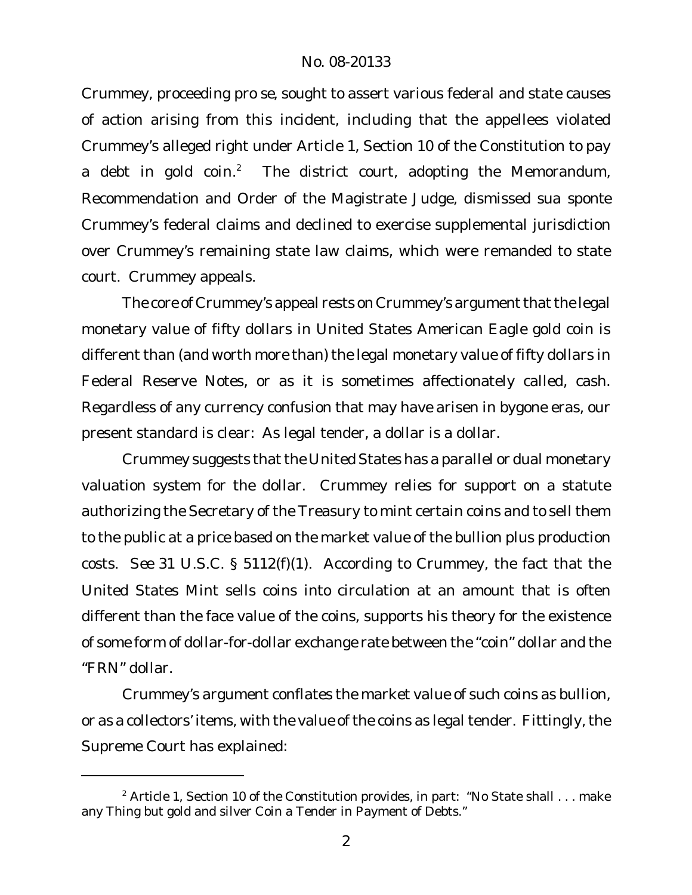Crummey, proceeding pro se, sought to assert various federal and state causes of action arising from this incident, including that the appellees violated Crummey's alleged right under Article 1, Section 10 of the Constitution to pay a debt in gold coin.[2] The district court, adopting the Memorandum, Recommendation and Order of the Magistrate Judge, dismissed sua sponte Crummey's federal claims and declined to exercise supplemental jurisdiction over Crummey's remaining state law claims, which were remanded to state court. Crummey appeals.

The core of Crummey's appeal rests on Crummey's argument that the legal monetary value of fifty dollars in United States American Eagle gold coin is different than (and worth more than) the legal monetary value of fifty dollars in Federal Reserve Notes, or as it is sometimes affectionately called, cash. Regardless of any currency confusion that may have arisen in bygone eras, our present standard is clear: As legal tender, a dollar is a dollar.

Crummey suggests that the United States has a parallel or dual monetary valuation system for the dollar. Crummey relies for support on a statute authorizing the Secretary of the Treasury to mint certain coins and to sell them to the public at a price based on the market value of the bullion plus production costs. *See* 31 U.S.C. § 5112(f)(1). According to Crummey, the fact that the United States Mint sells coins into circulation at an amount that is often different than the face value of the coins, supports his theory for the existence of some form of dollar-for-dollar exchange rate between the "coin" dollar and the "FRN" dollar.

Crummey's argument conflates the market value of such coins as bullion, or as a collectors' items, with the value of the coins as legal tender. Fittingly, the Supreme Court has explained:

---

[2] Article 1, Section 10 of the Constitution provides, in part: "No State shall . . . make any Thing but gold and silver Coin a Tender in Payment of Debts."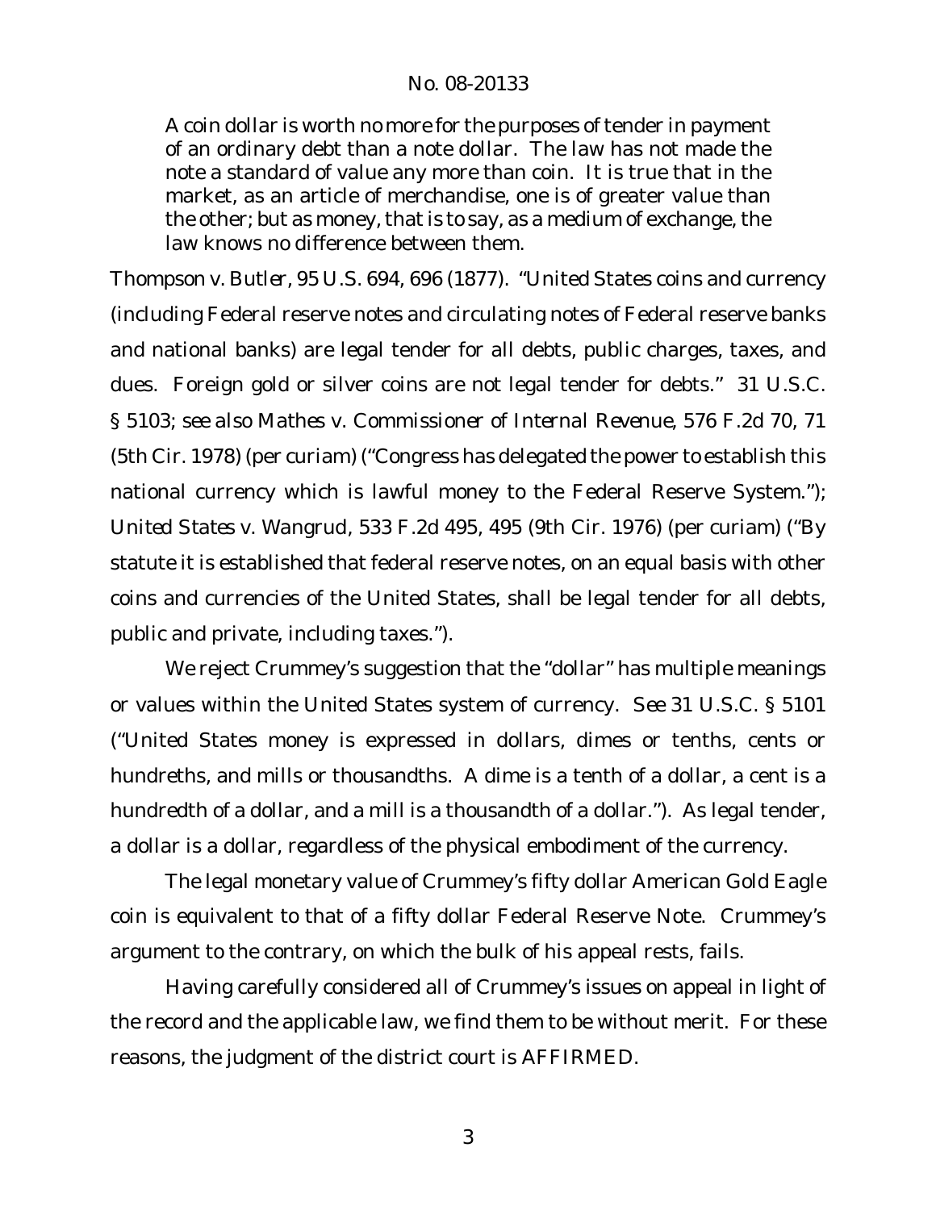> A coin dollar is worth no more for the purposes of tender in payment of an ordinary debt than a note dollar. The law has not made the note a standard of value any more than coin. It is true that in the market, as an article of merchandise, one is of greater value than the other; but as money, that is to say, as a medium of exchange, the law knows no difference between them.

*Thompson v. Butler*, 95 U.S. 694, 696 (1877). "United States coins and currency (including Federal reserve notes and circulating notes of Federal reserve banks and national banks) are legal tender for all debts, public charges, taxes, and dues. Foreign gold or silver coins are not legal tender for debts." 31 U.S.C. § 5103; *see also Mathes v. Commissioner of Internal Revenue*, 576 F.2d 70, 71 (5th Cir. 1978) (per curiam) ("Congress has delegated the power to establish this national currency which is lawful money to the Federal Reserve System."); *United States v. Wangrud*, 533 F.2d 495, 495 (9th Cir. 1976) (per curiam) ("By statute it is established that federal reserve notes, on an equal basis with other coins and currencies of the United States, shall be legal tender for all debts, public and private, including taxes.").

We reject Crummey's suggestion that the "dollar" has multiple meanings or values within the United States system of currency. *See* 31 U.S.C. § 5101 ("United States money is expressed in dollars, dimes or tenths, cents or hundreths, and mills or thousandths. A dime is a tenth of a dollar, a cent is a hundredth of a dollar, and a mill is a thousandth of a dollar."). As legal tender, a dollar is a dollar, regardless of the physical embodiment of the currency.

The legal monetary value of Crummey's fifty dollar American Gold Eagle coin is equivalent to that of a fifty dollar Federal Reserve Note. Crummey's argument to the contrary, on which the bulk of his appeal rests, fails.

Having carefully considered all of Crummey's issues on appeal in light of the record and the applicable law, we find them to be without merit. For these reasons, the judgment of the district court is AFFIRMED.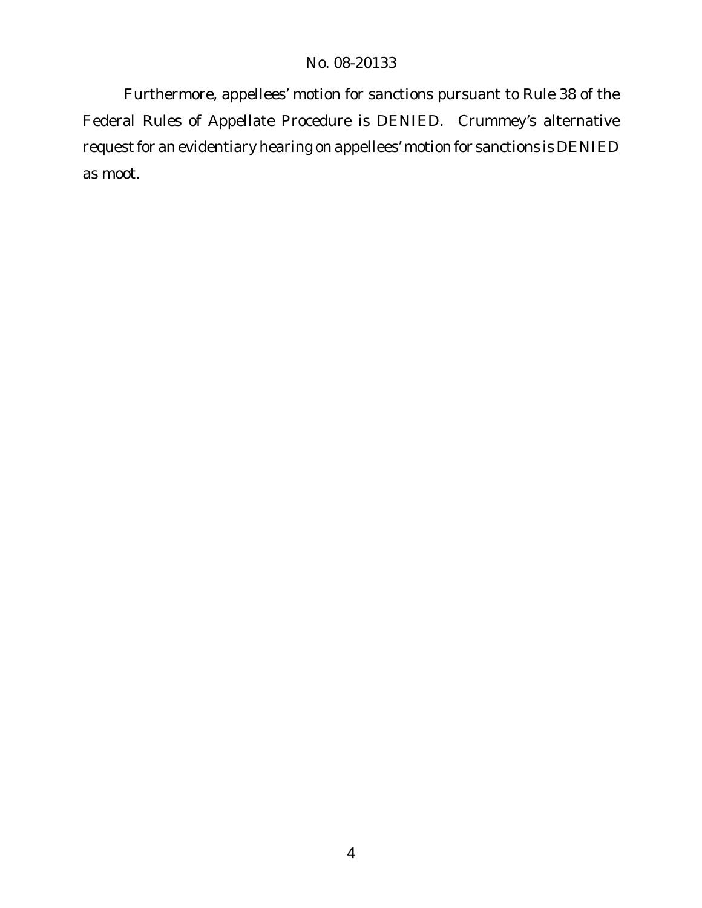Furthermore, appellees' motion for sanctions pursuant to Rule 38 of the Federal Rules of Appellate Procedure is DENIED. Crummey's alternative request for an evidentiary hearing on appellees' motion for sanctions is DENIED as moot.